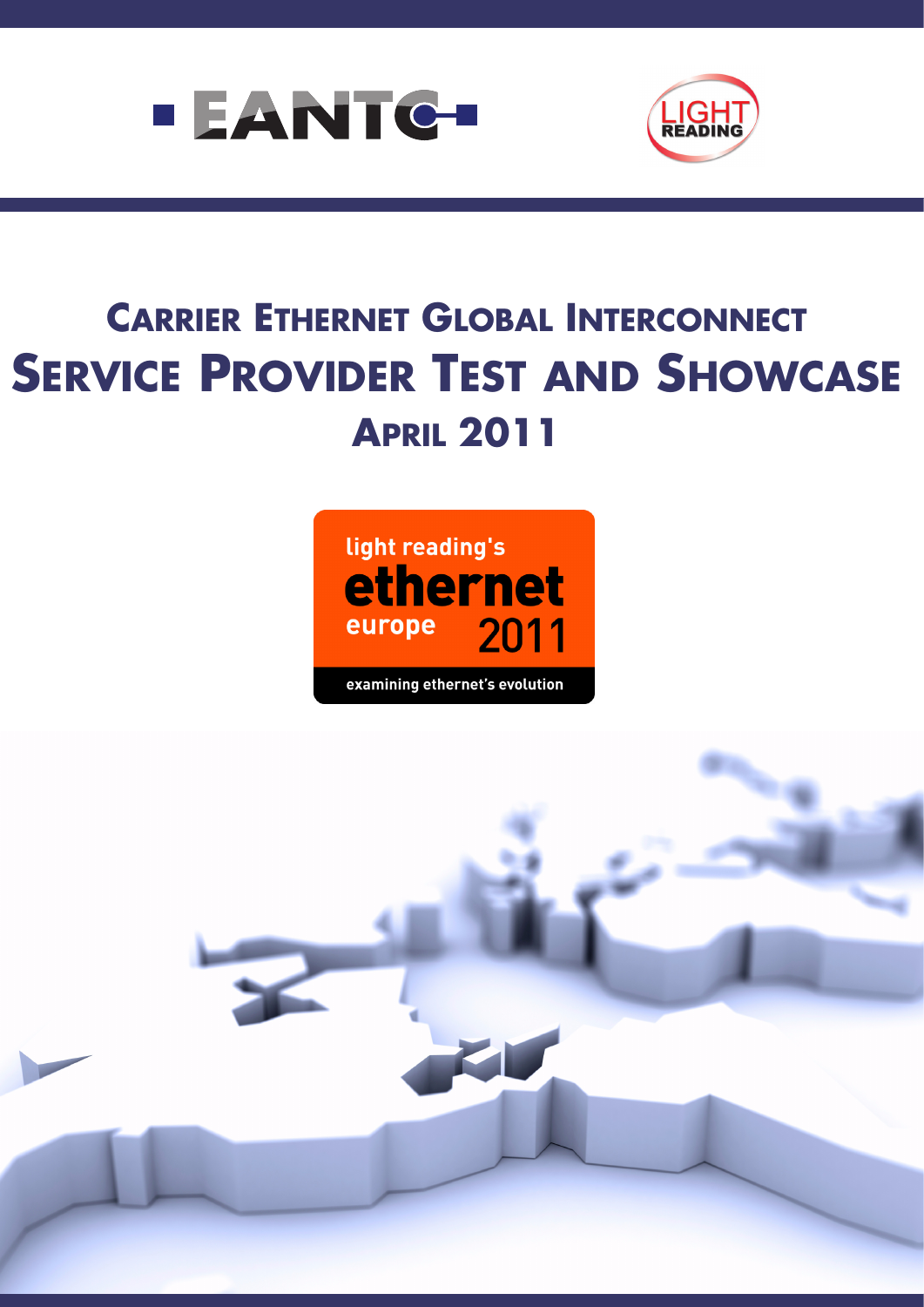# Carrier Ethernet Global Interconnect

# Service Provider Test and Showcase

## April 2011

light reading's

ethernet

europe 2011

examining ethernet's evolution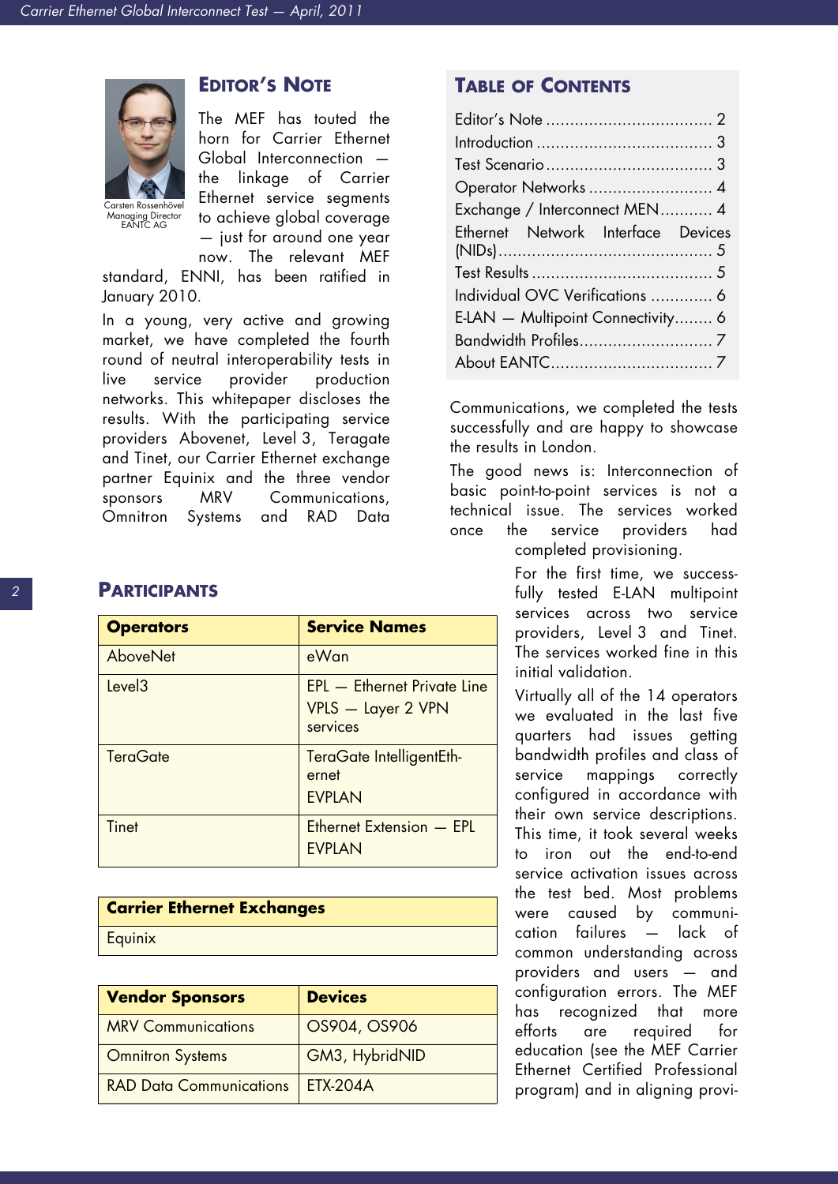## Editor's Note

Carsten Rossenhövel
Managing Director
EANTC AG

The MEF has touted the horn for Carrier Ethernet Global Interconnection — the linkage of Carrier Ethernet service segments to achieve global coverage — just for around one year now. The relevant MEF standard, ENNI, has been ratified in January 2010.

In a young, very active and growing market, we have completed the fourth round of neutral interoperability tests in live service provider production networks. This whitepaper discloses the results. With the participating service providers Abovenet, Level 3, Teragate and Tinet, our Carrier Ethernet exchange partner Equinix and the three vendor sponsors MRV Communications, Omnitron Systems and RAD Data Communications, we completed the tests successfully and are happy to showcase the results in London.

The good news is: Interconnection of basic point-to-point services is not a technical issue. The services worked once the service providers had completed provisioning.

For the first time, we successfully tested E-LAN multipoint services across two service providers, Level 3 and Tinet. The services worked fine in this initial validation.

Virtually all of the 14 operators we evaluated in the last five quarters had issues getting bandwidth profiles and class of service mappings correctly configured in accordance with their own service descriptions. This time, it took several weeks to iron out the end-to-end service activation issues across the test bed. Most problems were caused by communication failures — lack of common understanding across providers and users — and configuration errors. The MEF has recognized that more efforts are required for education (see the MEF Carrier Ethernet Certified Professional program) and in aligning provi-

## Table of Contents

- Editor's Note .................................. 2
- Introduction .................................... 3
- Test Scenario .................................. 3
- Operator Networks .......................... 4
- Exchange / Interconnect MEN........... 4
- Ethernet Network Interface Devices (NIDs)............................................ 5
- Test Results ..................................... 5
- Individual OVC Verifications ............. 6
- E-LAN — Multipoint Connectivity........ 6
- Bandwidth Profiles............................ 7
- About EANTC.................................. 7

## Participants

| Operators | Service Names |
|---|---|
| AboveNet | eWan |
| Level3 | EPL — Ethernet Private Line<br>VPLS — Layer 2 VPN services |
| TeraGate | TeraGate IntelligentEthernet<br>EVPLAN |
| Tinet | Ethernet Extension — EPL<br>EVPLAN |

| Carrier Ethernet Exchanges |
|---|
| Equinix |

| Vendor Sponsors | Devices |
|---|---|
| MRV Communications | OS904, OS906 |
| Omnitron Systems | GM3, HybridNID |
| RAD Data Communications | ETX-204A |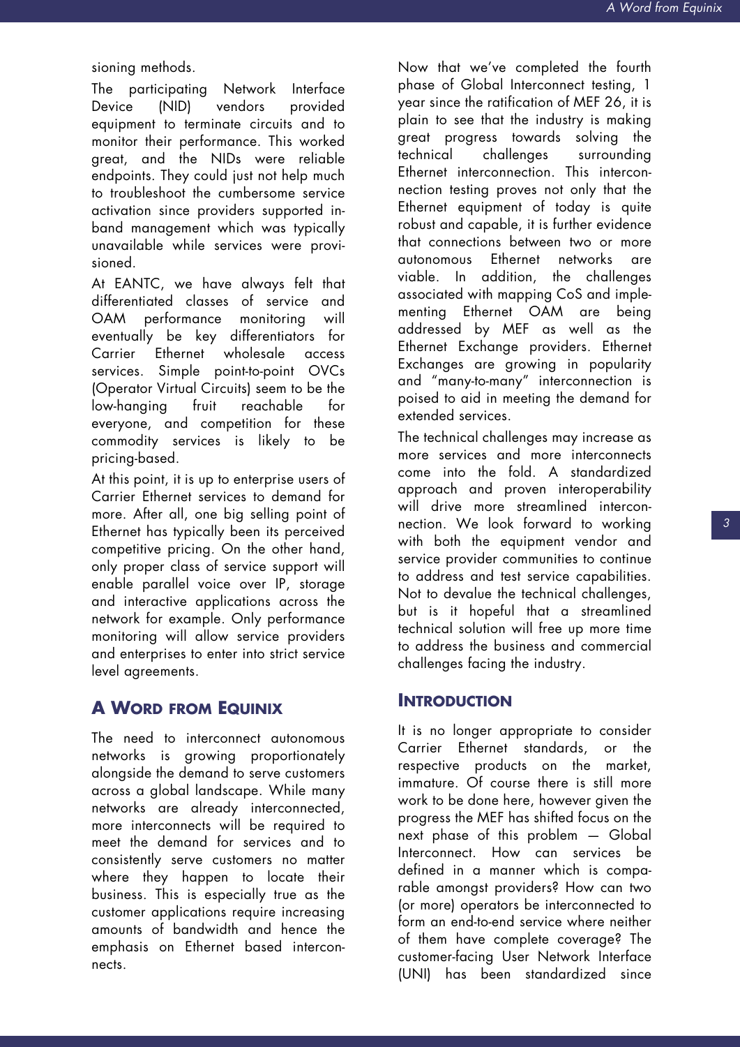sioning methods.

The participating Network Interface Device (NID) vendors provided equipment to terminate circuits and to monitor their performance. This worked great, and the NIDs were reliable endpoints. They could just not help much to troubleshoot the cumbersome service activation since providers supported in-band management which was typically unavailable while services were provisioned.

At EANTC, we have always felt that differentiated classes of service and OAM performance monitoring will eventually be key differentiators for Carrier Ethernet wholesale access services. Simple point-to-point OVCs (Operator Virtual Circuits) seem to be the low-hanging fruit reachable for everyone, and competition for these commodity services is likely to be pricing-based.

At this point, it is up to enterprise users of Carrier Ethernet services to demand for more. After all, one big selling point of Ethernet has typically been its perceived competitive pricing. On the other hand, only proper class of service support will enable parallel voice over IP, storage and interactive applications across the network for example. Only performance monitoring will allow service providers and enterprises to enter into strict service level agreements.

## A Word from Equinix

The need to interconnect autonomous networks is growing proportionately alongside the demand to serve customers across a global landscape. While many networks are already interconnected, more interconnects will be required to meet the demand for services and to consistently serve customers no matter where they happen to locate their business. This is especially true as the customer applications require increasing amounts of bandwidth and hence the emphasis on Ethernet based interconnects.

Now that we've completed the fourth phase of Global Interconnect testing, 1 year since the ratification of MEF 26, it is plain to see that the industry is making great progress towards solving the technical challenges surrounding Ethernet interconnection. This interconnection testing proves not only that the Ethernet equipment of today is quite robust and capable, it is further evidence that connections between two or more autonomous Ethernet networks are viable. In addition, the challenges associated with mapping CoS and implementing Ethernet OAM are being addressed by MEF as well as the Ethernet Exchange providers. Ethernet Exchanges are growing in popularity and "many-to-many" interconnection is poised to aid in meeting the demand for extended services.

The technical challenges may increase as more services and more interconnects come into the fold. A standardized approach and proven interoperability will drive more streamlined interconnection. We look forward to working with both the equipment vendor and service provider communities to continue to address and test service capabilities. Not to devalue the technical challenges, but is it hopeful that a streamlined technical solution will free up more time to address the business and commercial challenges facing the industry.

## Introduction

It is no longer appropriate to consider Carrier Ethernet standards, or the respective products on the market, immature. Of course there is still more work to be done here, however given the progress the MEF has shifted focus on the next phase of this problem — Global Interconnect. How can services be defined in a manner which is comparable amongst providers? How can two (or more) operators be interconnected to form an end-to-end service where neither of them have complete coverage? The customer-facing User Network Interface (UNI) has been standardized since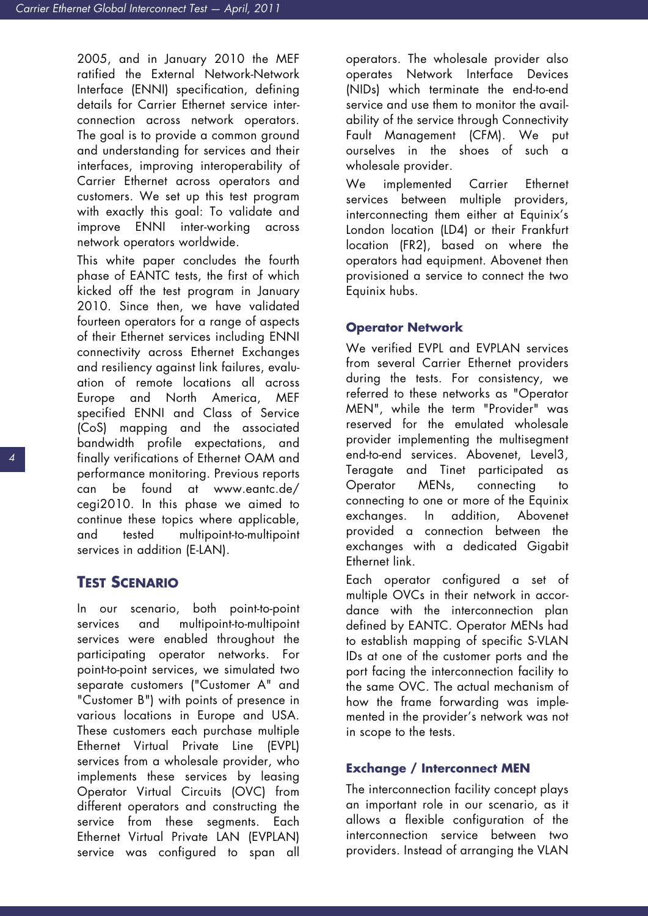2005, and in January 2010 the MEF ratified the External Network-Network Interface (ENNI) specification, defining details for Carrier Ethernet service interconnection across network operators. The goal is to provide a common ground and understanding for services and their interfaces, improving interoperability of Carrier Ethernet across operators and customers. We set up this test program with exactly this goal: To validate and improve ENNI inter-working across network operators worldwide.

This white paper concludes the fourth phase of EANTC tests, the first of which kicked off the test program in January 2010. Since then, we have validated fourteen operators for a range of aspects of their Ethernet services including ENNI connectivity across Ethernet Exchanges and resiliency against link failures, evaluation of remote locations all across Europe and North America, MEF specified ENNI and Class of Service (CoS) mapping and the associated bandwidth profile expectations, and finally verifications of Ethernet OAM and performance monitoring. Previous reports can be found at www.eantc.de/cegi2010. In this phase we aimed to continue these topics where applicable, and tested multipoint-to-multipoint services in addition (E-LAN).

## Test Scenario

In our scenario, both point-to-point services and multipoint-to-multipoint services were enabled throughout the participating operator networks. For point-to-point services, we simulated two separate customers ("Customer A" and "Customer B") with points of presence in various locations in Europe and USA. These customers each purchase multiple Ethernet Virtual Private Line (EVPL) services from a wholesale provider, who implements these services by leasing Operator Virtual Circuits (OVC) from different operators and constructing the service from these segments. Each Ethernet Virtual Private LAN (EVPLAN) service was configured to span all operators. The wholesale provider also operates Network Interface Devices (NIDs) which terminate the end-to-end service and use them to monitor the availability of the service through Connectivity Fault Management (CFM). We put ourselves in the shoes of such a wholesale provider.

We implemented Carrier Ethernet services between multiple providers, interconnecting them either at Equinix's London location (LD4) or their Frankfurt location (FR2), based on where the operators had equipment. Abovenet then provisioned a service to connect the two Equinix hubs.

### Operator Network

We verified EVPL and EVPLAN services from several Carrier Ethernet providers during the tests. For consistency, we referred to these networks as "Operator MEN", while the term "Provider" was reserved for the emulated wholesale provider implementing the multisegment end-to-end services. Abovenet, Level3, Teragate and Tinet participated as Operator MENs, connecting to connecting to one or more of the Equinix exchanges. In addition, Abovenet provided a connection between the exchanges with a dedicated Gigabit Ethernet link.

Each operator configured a set of multiple OVCs in their network in accordance with the interconnection plan defined by EANTC. Operator MENs had to establish mapping of specific S-VLAN IDs at one of the customer ports and the port facing the interconnection facility to the same OVC. The actual mechanism of how the frame forwarding was implemented in the provider's network was not in scope to the tests.

### Exchange / Interconnect MEN

The interconnection facility concept plays an important role in our scenario, as it allows a flexible configuration of the interconnection service between two providers. Instead of arranging the VLAN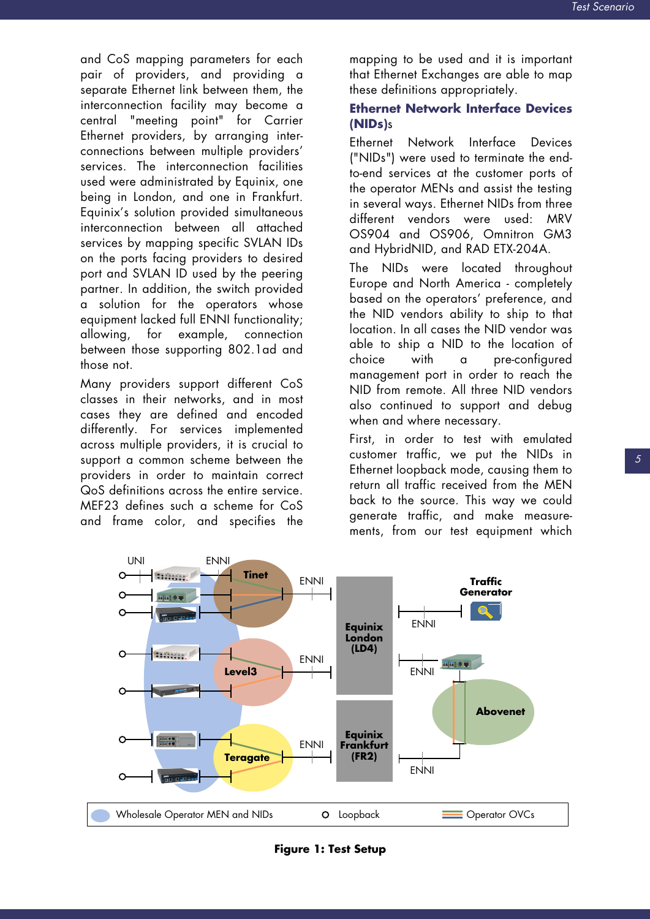and CoS mapping parameters for each pair of providers, and providing a separate Ethernet link between them, the interconnection facility may become a central "meeting point" for Carrier Ethernet providers, by arranging interconnections between multiple providers' services. The interconnection facilities used were administrated by Equinix, one being in London, and one in Frankfurt. Equinix's solution provided simultaneous interconnection between all attached services by mapping specific SVLAN IDs on the ports facing providers to desired port and SVLAN ID used by the peering partner. In addition, the switch provided a solution for the operators whose equipment lacked full ENNI functionality; allowing, for example, connection between those supporting 802.1ad and those not.

Many providers support different CoS classes in their networks, and in most cases they are defined and encoded differently. For services implemented across multiple providers, it is crucial to support a common scheme between the providers in order to maintain correct QoS definitions across the entire service. MEF23 defines such a scheme for CoS and frame color, and specifies the mapping to be used and it is important that Ethernet Exchanges are able to map these definitions appropriately.

## Ethernet Network Interface Devices (NIDs)s

Ethernet Network Interface Devices ("NIDs") were used to terminate the end-to-end services at the customer ports of the operator MENs and assist the testing in several ways. Ethernet NIDs from three different vendors were used: MRV OS904 and OS906, Omnitron GM3 and HybridNID, and RAD ETX-204A.

The NIDs were located throughout Europe and North America - completely based on the operators' preference, and the NID vendors ability to ship to that location. In all cases the NID vendor was able to ship a NID to the location of choice with a pre-configured management port in order to reach the NID from remote. All three NID vendors also continued to support and debug when and where necessary.

First, in order to test with emulated customer traffic, we put the NIDs in Ethernet loopback mode, causing them to return all traffic received from the MEN back to the source. This way we could generate traffic, and make measurements, from our test equipment which

**Figure 1: Test Setup**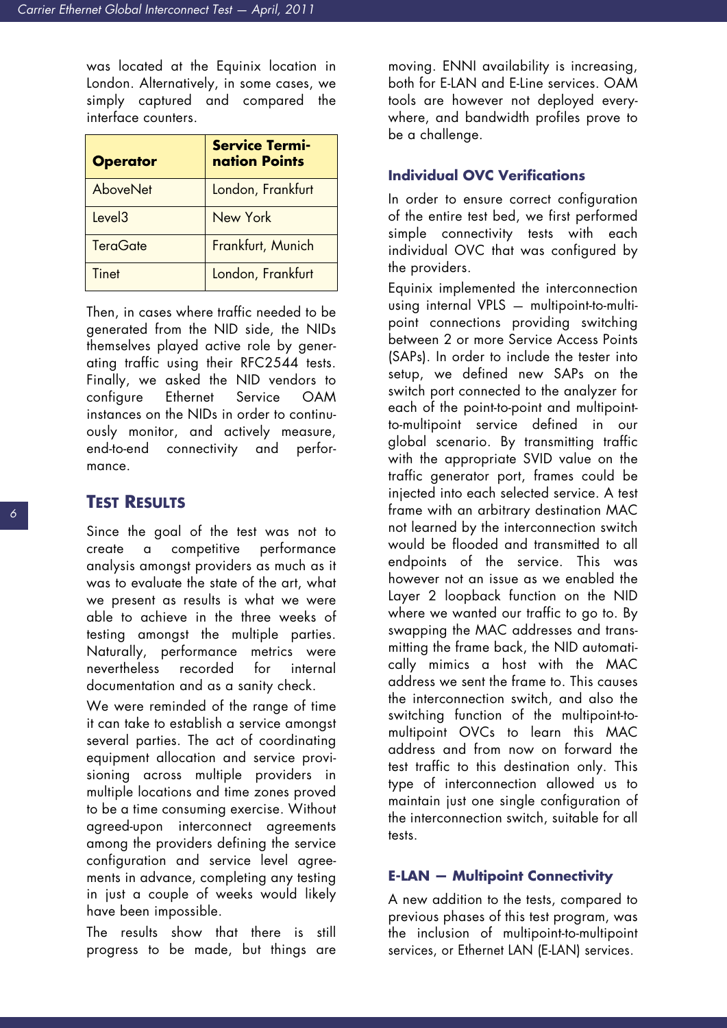was located at the Equinix location in London. Alternatively, in some cases, we simply captured and compared the interface counters.

| Operator | Service Termination Points |
|---|---|
| AboveNet | London, Frankfurt |
| Level3 | New York |
| TeraGate | Frankfurt, Munich |
| Tinet | London, Frankfurt |

Then, in cases where traffic needed to be generated from the NID side, the NIDs themselves played active role by generating traffic using their RFC2544 tests. Finally, we asked the NID vendors to configure Ethernet Service OAM instances on the NIDs in order to continuously monitor, and actively measure, end-to-end connectivity and performance.

## Test Results

Since the goal of the test was not to create a competitive performance analysis amongst providers as much as it was to evaluate the state of the art, what we present as results is what we were able to achieve in the three weeks of testing amongst the multiple parties. Naturally, performance metrics were nevertheless recorded for internal documentation and as a sanity check.

We were reminded of the range of time it can take to establish a service amongst several parties. The act of coordinating equipment allocation and service provisioning across multiple providers in multiple locations and time zones proved to be a time consuming exercise. Without agreed-upon interconnect agreements among the providers defining the service configuration and service level agreements in advance, completing any testing in just a couple of weeks would likely have been impossible.

The results show that there is still progress to be made, but things are moving. ENNI availability is increasing, both for E-LAN and E-Line services. OAM tools are however not deployed everywhere, and bandwidth profiles prove to be a challenge.

### Individual OVC Verifications

In order to ensure correct configuration of the entire test bed, we first performed simple connectivity tests with each individual OVC that was configured by the providers.

Equinix implemented the interconnection using internal VPLS — multipoint-to-multipoint connections providing switching between 2 or more Service Access Points (SAPs). In order to include the tester into setup, we defined new SAPs on the switch port connected to the analyzer for each of the point-to-point and multipoint-to-multipoint service defined in our global scenario. By transmitting traffic with the appropriate SVID value on the traffic generator port, frames could be injected into each selected service. A test frame with an arbitrary destination MAC not learned by the interconnection switch would be flooded and transmitted to all endpoints of the service. This was however not an issue as we enabled the Layer 2 loopback function on the NID where we wanted our traffic to go to. By swapping the MAC addresses and transmitting the frame back, the NID automatically mimics a host with the MAC address we sent the frame to. This causes the interconnection switch, and also the switching function of the multipoint-to-multipoint OVCs to learn this MAC address and from now on forward the test traffic to this destination only. This type of interconnection allowed us to maintain just one single configuration of the interconnection switch, suitable for all tests.

### E-LAN — Multipoint Connectivity

A new addition to the tests, compared to previous phases of this test program, was the inclusion of multipoint-to-multipoint services, or Ethernet LAN (E-LAN) services.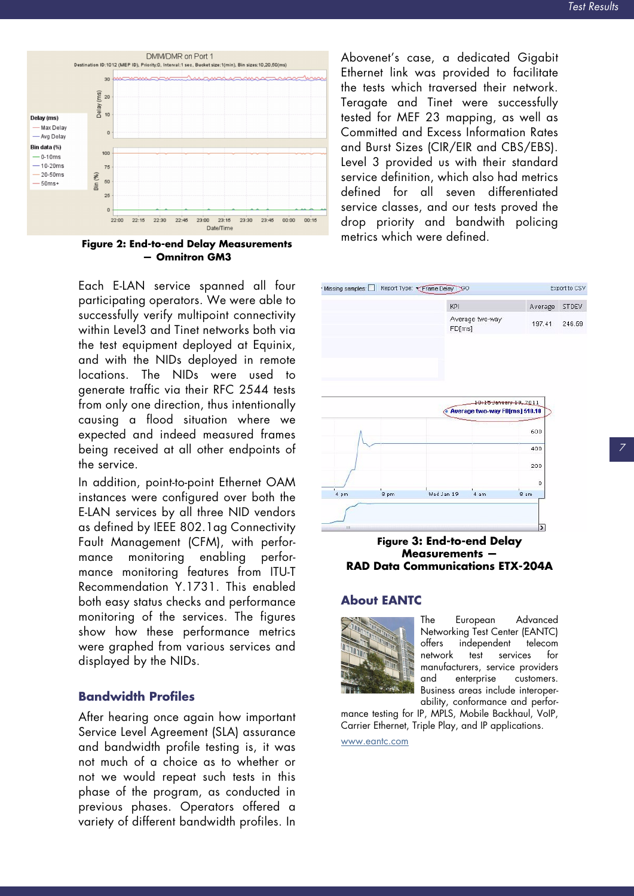Figure 2: End-to-end Delay Measurements — Omnitron GM3

Each E-LAN service spanned all four participating operators. We were able to successfully verify multipoint connectivity within Level3 and Tinet networks both via the test equipment deployed at Equinix, and with the NIDs deployed in remote locations. The NIDs were used to generate traffic via their RFC 2544 tests from only one direction, thus intentionally causing a flood situation where we expected and indeed measured frames being received at all other endpoints of the service.

In addition, point-to-point Ethernet OAM instances were configured over both the E-LAN services by all three NID vendors as defined by IEEE 802.1ag Connectivity Fault Management (CFM), with performance monitoring enabling performance monitoring features from ITU-T Recommendation Y.1731. This enabled both easy status checks and performance monitoring of the services. The figures show how these performance metrics were graphed from various services and displayed by the NIDs.

## Bandwidth Profiles

After hearing once again how important Service Level Agreement (SLA) assurance and bandwidth profile testing is, it was not much of a choice as to whether or not we would repeat such tests in this phase of the program, as conducted in previous phases. Operators offered a variety of different bandwidth profiles. In Abovenet's case, a dedicated Gigabit Ethernet link was provided to facilitate the tests which traversed their network. Teragate and Tinet were successfully tested for MEF 23 mapping, as well as Committed and Excess Information Rates and Burst Sizes (CIR/EIR and CBS/EBS). Level 3 provided us with their standard service definition, which also had metrics defined for all seven differentiated service classes, and our tests proved the drop priority and bandwith policing metrics which were defined.

Figure 3: End-to-end Delay Measurements — RAD Data Communications ETX-204A

## About EANTC

The European Advanced Networking Test Center (EANTC) offers independent telecom network test services for manufacturers, service providers and enterprise customers. Business areas include interoperability, conformance and performance testing for IP, MPLS, Mobile Backhaul, VoIP, Carrier Ethernet, Triple Play, and IP applications.

www.eantc.com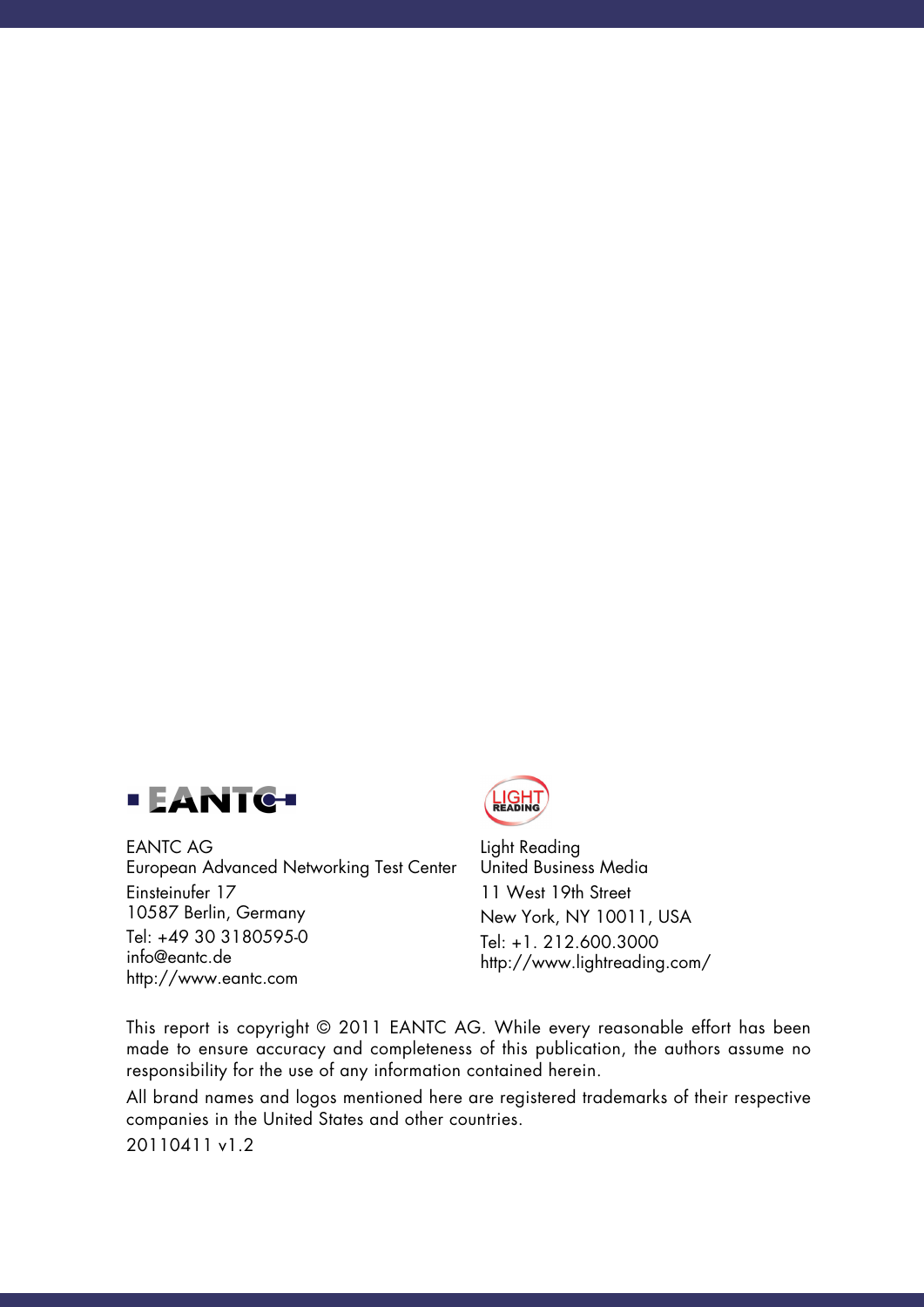EANTC AG
European Advanced Networking Test Center

Einsteinufer 17
10587 Berlin, Germany

Tel: +49 30 3180595-0
info@eantc.de
http://www.eantc.com

Light Reading
United Business Media

11 West 19th Street
New York, NY 10011, USA

Tel: +1. 212.600.3000
http://www.lightreading.com/

This report is copyright © 2011 EANTC AG. While every reasonable effort has been made to ensure accuracy and completeness of this publication, the authors assume no responsibility for the use of any information contained herein.

All brand names and logos mentioned here are registered trademarks of their respective companies in the United States and other countries.

20110411 v1.2